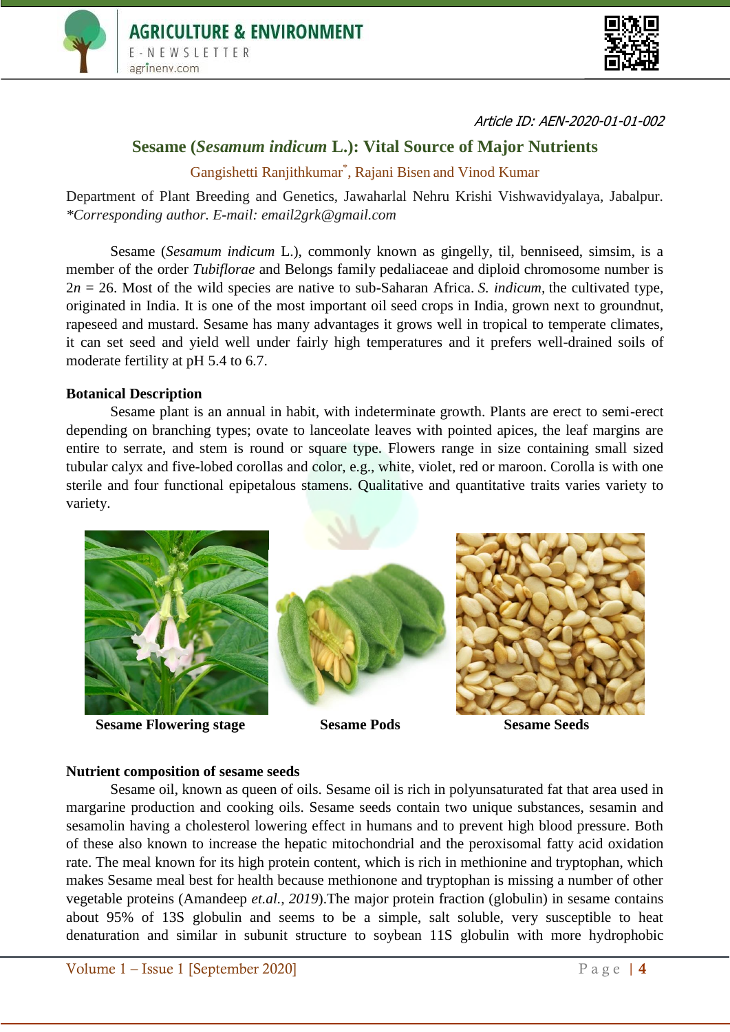Article ID: AEN-2020-01-01-002

# Sesame (*Sesamum indicum* L.): Vital Source of Major Nutrients

Gangishetti Ranjithkumar*, Rajani Bisen and Vinod Kumar

Department of Plant Breeding and Genetics, Jawaharlal Nehru Krishi Vishwavidyalaya, Jabalpur.
*\*Corresponding author. E-mail: email2grk@gmail.com*

Sesame (*Sesamum indicum* L.), commonly known as gingelly, til, benniseed, simsim, is a member of the order *Tubiflorae* and Belongs family pedaliaceae and diploid chromosome number is $2n = 26$. Most of the wild species are native to sub-Saharan Africa. *S. indicum*, the cultivated type, originated in India. It is one of the most important oil seed crops in India, grown next to groundnut, rapeseed and mustard. Sesame has many advantages it grows well in tropical to temperate climates, it can set seed and yield well under fairly high temperatures and it prefers well-drained soils of moderate fertility at pH 5.4 to 6.7.

## Botanical Description

Sesame plant is an annual in habit, with indeterminate growth. Plants are erect to semi-erect depending on branching types; ovate to lanceolate leaves with pointed apices, the leaf margins are entire to serrate, and stem is round or square type. Flowers range in size containing small sized tubular calyx and five-lobed corollas and color, e.g., white, violet, red or maroon. Corolla is with one sterile and four functional epipetalous stamens. Qualitative and quantitative traits varies variety to variety.

**Sesame Flowering stage** **Sesame Pods** **Sesame Seeds**

## Nutrient composition of sesame seeds

Sesame oil, known as queen of oils. Sesame oil is rich in polyunsaturated fat that area used in margarine production and cooking oils. Sesame seeds contain two unique substances, sesamin and sesamolin having a cholesterol lowering effect in humans and to prevent high blood pressure. Both of these also known to increase the hepatic mitochondrial and the peroxisomal fatty acid oxidation rate. The meal known for its high protein content, which is rich in methionine and tryptophan, which makes Sesame meal best for health because methionone and tryptophan is missing a number of other vegetable proteins (Amandeep *et.al., 2019*).The major protein fraction (globulin) in sesame contains about 95% of 13S globulin and seems to be a simple, salt soluble, very susceptible to heat denaturation and similar in subunit structure to soybean 11S globulin with more hydrophobic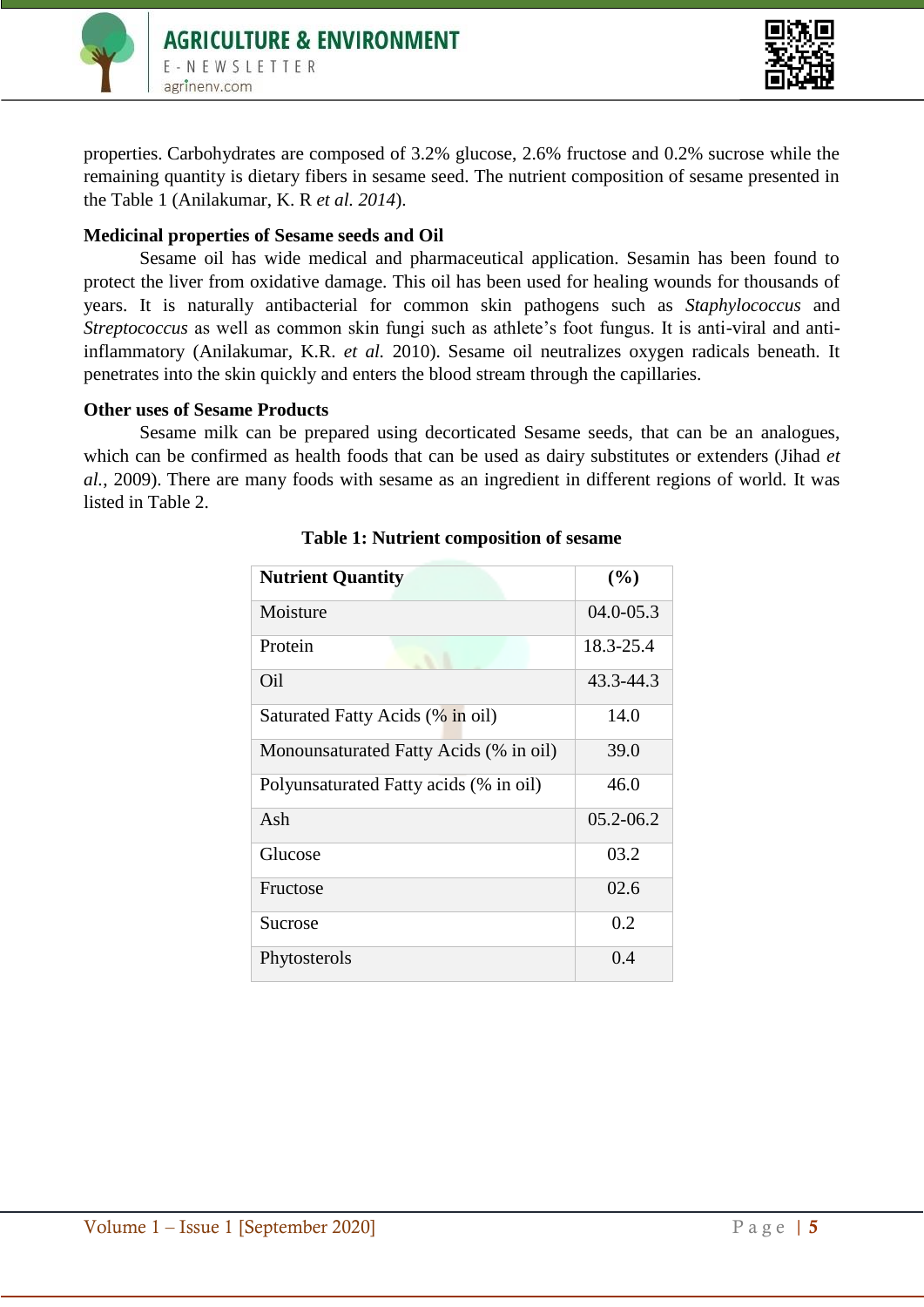properties. Carbohydrates are composed of 3.2% glucose, 2.6% fructose and 0.2% sucrose while the remaining quantity is dietary fibers in sesame seed. The nutrient composition of sesame presented in the Table 1 (Anilakumar, K. R *et al. 2014*).

**Medicinal properties of Sesame seeds and Oil**

Sesame oil has wide medical and pharmaceutical application. Sesamin has been found to protect the liver from oxidative damage. This oil has been used for healing wounds for thousands of years. It is naturally antibacterial for common skin pathogens such as *Staphylococcus* and *Streptococcus* as well as common skin fungi such as athlete's foot fungus. It is anti-viral and anti-inflammatory (Anilakumar, K.R. *et al.* 2010). Sesame oil neutralizes oxygen radicals beneath. It penetrates into the skin quickly and enters the blood stream through the capillaries.

**Other uses of Sesame Products**

Sesame milk can be prepared using decorticated Sesame seeds, that can be an analogues, which can be confirmed as health foods that can be used as dairy substitutes or extenders (Jihad *et al.*, 2009). There are many foods with sesame as an ingredient in different regions of world. It was listed in Table 2.

**Table 1: Nutrient composition of sesame**

| Nutrient Quantity | (%) |
|---|---|
| Moisture | 04.0-05.3 |
| Protein | 18.3-25.4 |
| Oil | 43.3-44.3 |
| Saturated Fatty Acids (% in oil) | 14.0 |
| Monounsaturated Fatty Acids (% in oil) | 39.0 |
| Polyunsaturated Fatty acids (% in oil) | 46.0 |
| Ash | 05.2-06.2 |
| Glucose | 03.2 |
| Fructose | 02.6 |
| Sucrose | 0.2 |
| Phytosterols | 0.4 |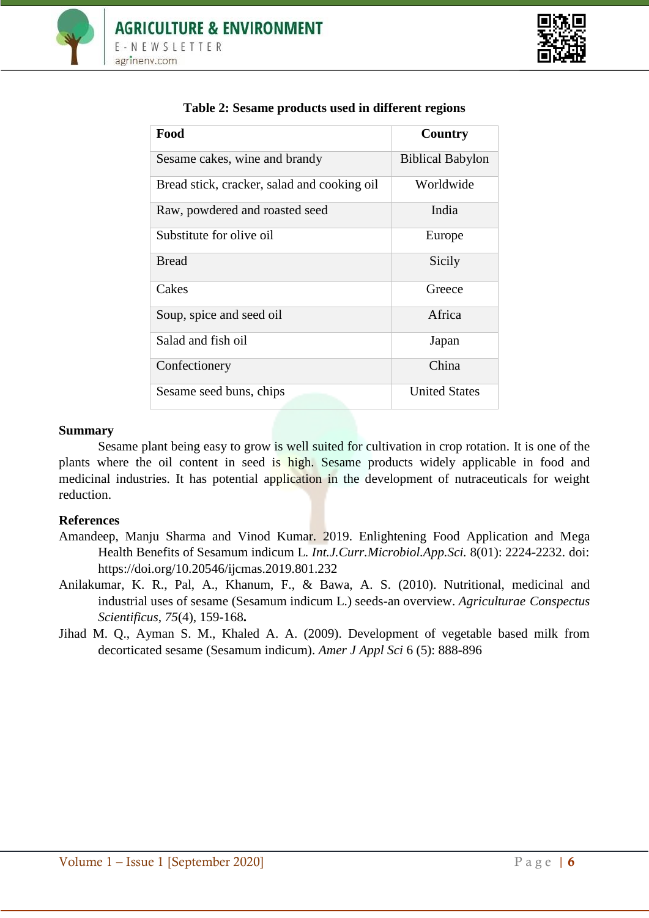**Table 2: Sesame products used in different regions**

| Food | Country |
|---|---|
| Sesame cakes, wine and brandy | Biblical Babylon |
| Bread stick, cracker, salad and cooking oil | Worldwide |
| Raw, powdered and roasted seed | India |
| Substitute for olive oil | Europe |
| Bread | Sicily |
| Cakes | Greece |
| Soup, spice and seed oil | Africa |
| Salad and fish oil | Japan |
| Confectionery | China |
| Sesame seed buns, chips | United States |

## Summary

Sesame plant being easy to grow is well suited for cultivation in crop rotation. It is one of the plants where the oil content in seed is high. Sesame products widely applicable in food and medicinal industries. It has potential application in the development of nutraceuticals for weight reduction.

## References

Amandeep, Manju Sharma and Vinod Kumar. 2019. Enlightening Food Application and Mega Health Benefits of Sesamum indicum L. *Int.J.Curr.Microbiol.App.Sci.* 8(01): 2224-2232. doi: https://doi.org/10.20546/ijcmas.2019.801.232

Anilakumar, K. R., Pal, A., Khanum, F., & Bawa, A. S. (2010). Nutritional, medicinal and industrial uses of sesame (Sesamum indicum L.) seeds-an overview. *Agriculturae Conspectus Scientificus*, *75*(4), 159-168**.**

Jihad M. Q., Ayman S. M., Khaled A. A. (2009). Development of vegetable based milk from decorticated sesame (Sesamum indicum). *Amer J Appl Sci* 6 (5): 888-896